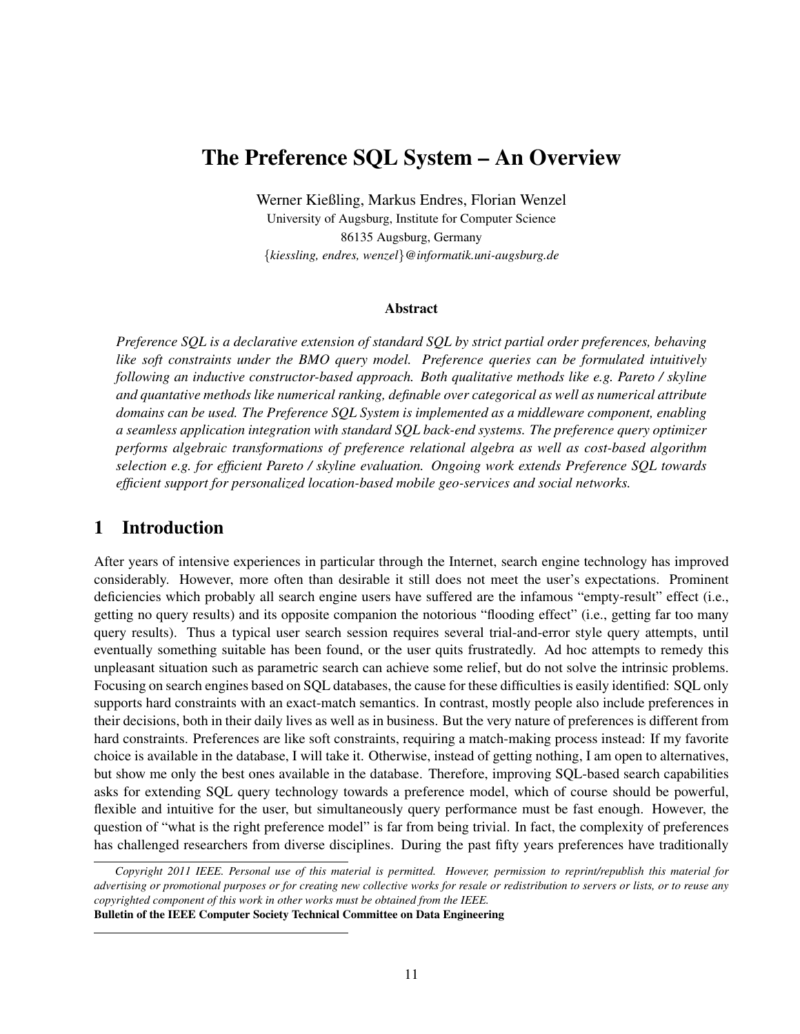# The Preference SQL System – An Overview

Werner Kießling, Markus Endres, Florian Wenzel
University of Augsburg, Institute for Computer Science
86135 Augsburg, Germany
{*kiessling, endres, wenzel*}*@informatik.uni-augsburg.de*

### Abstract

*Preference SQL is a declarative extension of standard SQL by strict partial order preferences, behaving like soft constraints under the BMO query model. Preference queries can be formulated intuitively following an inductive constructor-based approach. Both qualitative methods like e.g. Pareto / skyline and quantative methods like numerical ranking, definable over categorical as well as numerical attribute domains can be used. The Preference SQL System is implemented as a middleware component, enabling a seamless application integration with standard SQL back-end systems. The preference query optimizer performs algebraic transformations of preference relational algebra as well as cost-based algorithm selection e.g. for efficient Pareto / skyline evaluation. Ongoing work extends Preference SQL towards efficient support for personalized location-based mobile geo-services and social networks.*

## 1 Introduction

After years of intensive experiences in particular through the Internet, search engine technology has improved considerably. However, more often than desirable it still does not meet the user's expectations. Prominent deficiencies which probably all search engine users have suffered are the infamous "empty-result" effect (i.e., getting no query results) and its opposite companion the notorious "flooding effect" (i.e., getting far too many query results). Thus a typical user search session requires several trial-and-error style query attempts, until eventually something suitable has been found, or the user quits frustratedly. Ad hoc attempts to remedy this unpleasant situation such as parametric search can achieve some relief, but do not solve the intrinsic problems. Focusing on search engines based on SQL databases, the cause for these difficulties is easily identified: SQL only supports hard constraints with an exact-match semantics. In contrast, mostly people also include preferences in their decisions, both in their daily lives as well as in business. But the very nature of preferences is different from hard constraints. Preferences are like soft constraints, requiring a match-making process instead: If my favorite choice is available in the database, I will take it. Otherwise, instead of getting nothing, I am open to alternatives, but show me only the best ones available in the database. Therefore, improving SQL-based search capabilities asks for extending SQL query technology towards a preference model, which of course should be powerful, flexible and intuitive for the user, but simultaneously query performance must be fast enough. However, the question of "what is the right preference model" is far from being trivial. In fact, the complexity of preferences has challenged researchers from diverse disciplines. During the past fifty years preferences have traditionally

*Copyright 2011 IEEE. Personal use of this material is permitted. However, permission to reprint/republish this material for advertising or promotional purposes or for creating new collective works for resale or redistribution to servers or lists, or to reuse any copyrighted component of this work in other works must be obtained from the IEEE.*
**Bulletin of the IEEE Computer Society Technical Committee on Data Engineering**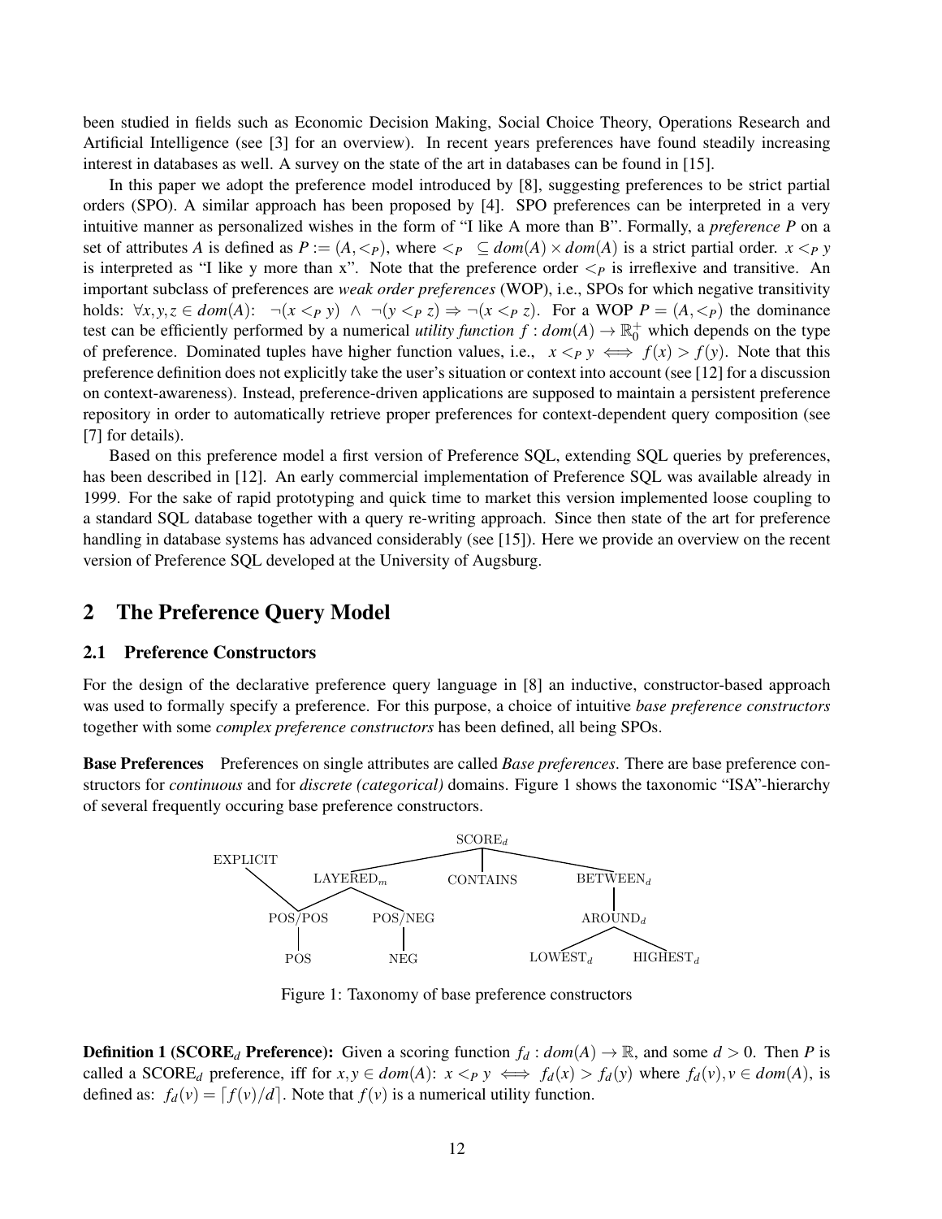been studied in fields such as Economic Decision Making, Social Choice Theory, Operations Research and Artificial Intelligence (see [3] for an overview). In recent years preferences have found steadily increasing interest in databases as well. A survey on the state of the art in databases can be found in [15].

In this paper we adopt the preference model introduced by [8], suggesting preferences to be strict partial orders (SPO). A similar approach has been proposed by [4]. SPO preferences can be interpreted in a very intuitive manner as personalized wishes in the form of "I like A more than B". Formally, a *preference P* on a set of attributes $A$ is defined as $P := (A, <_P)$, where $<_P \subseteq dom(A) \times dom(A)$ is a strict partial order. $x <_P y$ is interpreted as "I like y more than x". Note that the preference order $<_P$ is irreflexive and transitive. An important subclass of preferences are *weak order preferences* (WOP), i.e., SPOs for which negative transitivity holds: $\forall x,y,z \in dom(A): \neg(x <_P y) \wedge \neg(y <_P z) \Rightarrow \neg(x <_P z)$. For a WOP $P = (A, <_P)$ the dominance test can be efficiently performed by a numerical *utility function* $f : dom(A) \rightarrow \mathbb{R}_0^+$ which depends on the type of preference. Dominated tuples have higher function values, i.e., $x <_P y \iff f(x) > f(y)$. Note that this preference definition does not explicitly take the user's situation or context into account (see [12] for a discussion on context-awareness). Instead, preference-driven applications are supposed to maintain a persistent preference repository in order to automatically retrieve proper preferences for context-dependent query composition (see [7] for details).

Based on this preference model a first version of Preference SQL, extending SQL queries by preferences, has been described in [12]. An early commercial implementation of Preference SQL was available already in 1999. For the sake of rapid prototyping and quick time to market this version implemented loose coupling to a standard SQL database together with a query re-writing approach. Since then state of the art for preference handling in database systems has advanced considerably (see [15]). Here we provide an overview on the recent version of Preference SQL developed at the University of Augsburg.

## 2 The Preference Query Model

### 2.1 Preference Constructors

For the design of the declarative preference query language in [8] an inductive, constructor-based approach was used to formally specify a preference. For this purpose, a choice of intuitive *base preference constructors* together with some *complex preference constructors* has been defined, all being SPOs.

**Base Preferences** Preferences on single attributes are called *Base preferences*. There are base preference constructors for *continuous* and for *discrete (categorical)* domains. Figure 1 shows the taxonomic "ISA"-hierarchy of several frequently occuring base preference constructors.

SCORE$_d$
EXPLICIT
LAYERED$_m$
CONTAINS
BETWEEN$_d$
POS/POS
POS/NEG
AROUND$_d$
POS
NEG
LOWEST$_d$
HIGHEST$_d$

Figure 1: Taxonomy of base preference constructors

**Definition 1 (SCORE$_d$ Preference):** Given a scoring function $f_d : dom(A) \rightarrow \mathbb{R}$, and some $d > 0$. Then $P$ is called a SCORE$_d$ preference, iff for $x, y \in dom(A)$: $x <_P y \iff f_d(x) > f_d(y)$ where $f_d(v), v \in dom(A)$, is defined as: $f_d(v) = \lceil f(v)/d \rceil$. Note that $f(v)$ is a numerical utility function.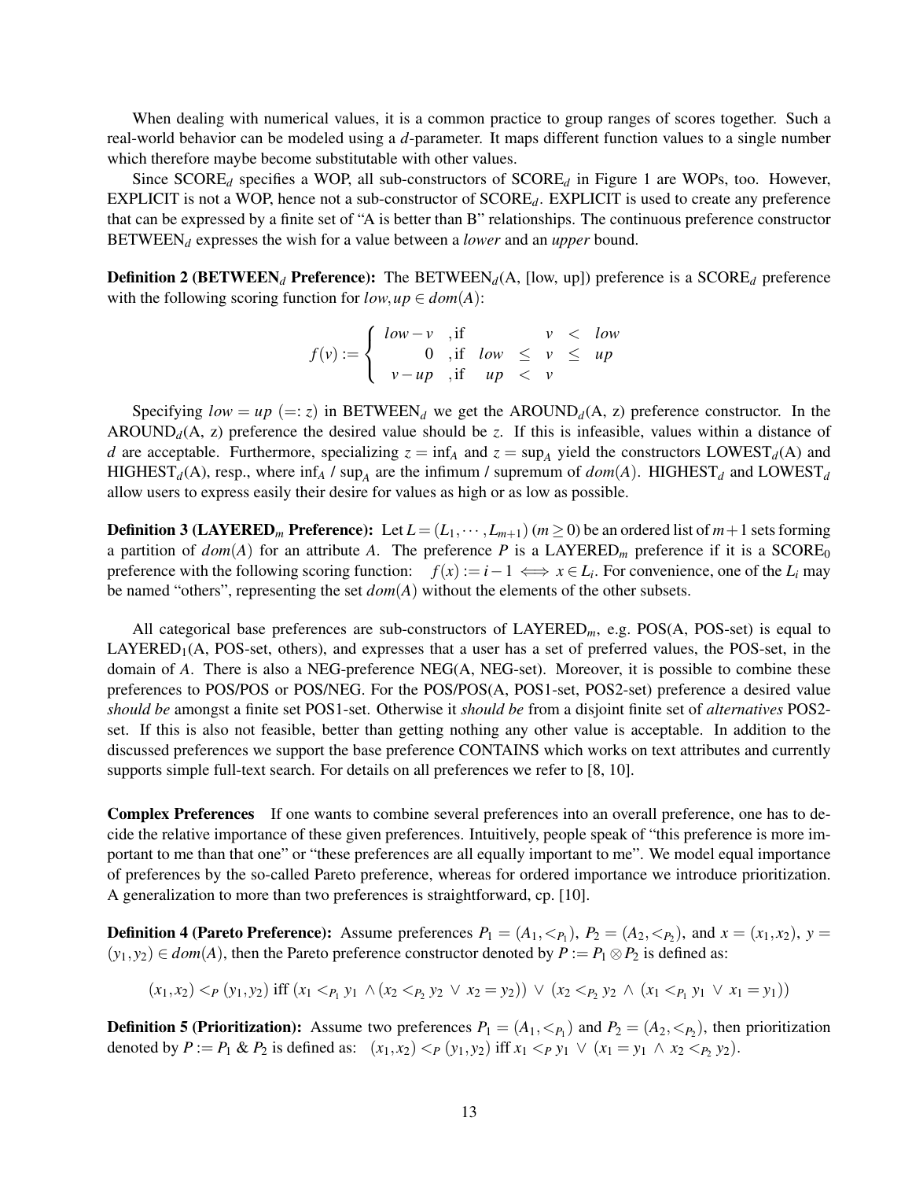When dealing with numerical values, it is a common practice to group ranges of scores together. Such a real-world behavior can be modeled using a $d$-parameter. It maps different function values to a single number which therefore maybe become substitutable with other values.

Since SCORE$_d$ specifies a WOP, all sub-constructors of SCORE$_d$ in Figure 1 are WOPs, too. However, EXPLICIT is not a WOP, hence not a sub-constructor of SCORE$_d$. EXPLICIT is used to create any preference that can be expressed by a finite set of "A is better than B" relationships. The continuous preference constructor BETWEEN$_d$ expresses the wish for a value between a *lower* and an *upper* bound.

**Definition 2 (BETWEEN$_d$ Preference):** The BETWEEN$_d$(A, [low, up]) preference is a SCORE$_d$ preference with the following scoring function for $low, up \in dom(A)$:

$$f(v) := \begin{cases} low - v & \text{,if} \quad v < low \\ 0 & \text{,if} \quad low \leq v \leq up \\ v - up & \text{,if} \quad up < v \end{cases}$$

Specifying $low = up$ $(=: z)$ in BETWEEN$_d$ we get the AROUND$_d$(A, z) preference constructor. In the AROUND$_d$(A, z) preference the desired value should be $z$. If this is infeasible, values within a distance of $d$ are acceptable. Furthermore, specializing $z = \inf_A$ and $z = \sup_A$ yield the constructors LOWEST$_d$(A) and HIGHEST$_d$(A), resp., where $\inf_A$ / $\sup_A$ are the infimum / supremum of $dom(A)$. HIGHEST$_d$ and LOWEST$_d$ allow users to express easily their desire for values as high or as low as possible.

**Definition 3 (LAYERED$_m$ Preference):** Let $L = (L_1, \cdots, L_{m+1})$ $(m \geq 0)$ be an ordered list of $m+1$ sets forming a partition of $dom(A)$ for an attribute $A$. The preference $P$ is a LAYERED$_m$ preference if it is a SCORE$_0$ preference with the following scoring function: $f(x) := i - 1 \iff x \in L_i$. For convenience, one of the $L_i$ may be named "others", representing the set $dom(A)$ without the elements of the other subsets.

All categorical base preferences are sub-constructors of LAYERED$_m$, e.g. POS(A, POS-set) is equal to LAYERED$_1$(A, POS-set, others), and expresses that a user has a set of preferred values, the POS-set, in the domain of $A$. There is also a NEG-preference NEG(A, NEG-set). Moreover, it is possible to combine these preferences to POS/POS or POS/NEG. For the POS/POS(A, POS1-set, POS2-set) preference a desired value *should be* amongst a finite set POS1-set. Otherwise it *should be* from a disjoint finite set of *alternatives* POS2-set. If this is also not feasible, better than getting nothing any other value is acceptable. In addition to the discussed preferences we support the base preference CONTAINS which works on text attributes and currently supports simple full-text search. For details on all preferences we refer to [8, 10].

**Complex Preferences** If one wants to combine several preferences into an overall preference, one has to decide the relative importance of these given preferences. Intuitively, people speak of "this preference is more important to me than that one" or "these preferences are all equally important to me". We model equal importance of preferences by the so-called Pareto preference, whereas for ordered importance we introduce prioritization. A generalization to more than two preferences is straightforward, cp. [10].

**Definition 4 (Pareto Preference):** Assume preferences $P_1 = (A_1, <_{P_1})$, $P_2 = (A_2, <_{P_2})$, and $x = (x_1, x_2)$, $y = (y_1, y_2) \in dom(A)$, then the Pareto preference constructor denoted by $P := P_1 \otimes P_2$ is defined as:

$$(x_1, x_2) <_P (y_1, y_2) \text{ iff } (x_1 <_{P_1} y_1 \wedge (x_2 <_{P_2} y_2 \vee x_2 = y_2)) \vee (x_2 <_{P_2} y_2 \wedge (x_1 <_{P_1} y_1 \vee x_1 = y_1))$$

**Definition 5 (Prioritization):** Assume two preferences $P_1 = (A_1, <_{P_1})$ and $P_2 = (A_2, <_{P_2})$, then prioritization denoted by $P := P_1 \,\&\, P_2$ is defined as: $(x_1, x_2) <_P (y_1, y_2)$ iff $x_1 <_P y_1 \vee (x_1 = y_1 \wedge x_2 <_{P_2} y_2)$.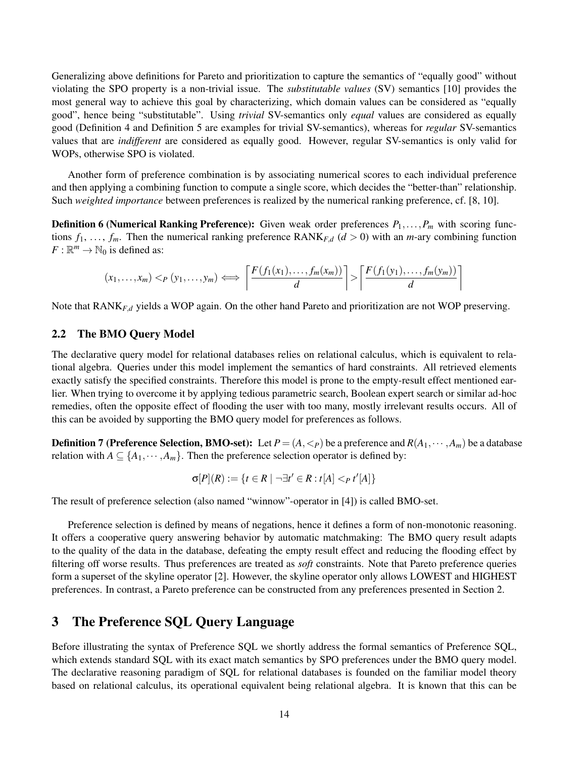Generalizing above definitions for Pareto and prioritization to capture the semantics of "equally good" without violating the SPO property is a non-trivial issue. The *substitutable values* (SV) semantics [10] provides the most general way to achieve this goal by characterizing, which domain values can be considered as "equally good", hence being "substitutable". Using *trivial* SV-semantics only *equal* values are considered as equally good (Definition 4 and Definition 5 are examples for trivial SV-semantics), whereas for *regular* SV-semantics values that are *indifferent* are considered as equally good. However, regular SV-semantics is only valid for WOPs, otherwise SPO is violated.

Another form of preference combination is by associating numerical scores to each individual preference and then applying a combining function to compute a single score, which decides the "better-than" relationship. Such *weighted importance* between preferences is realized by the numerical ranking preference, cf. [8, 10].

**Definition 6 (Numerical Ranking Preference):** Given weak order preferences $P_1, \ldots, P_m$ with scoring functions $f_1, \ldots, f_m$. Then the numerical ranking preference $\text{RANK}_{F,d}$ ($d > 0$) with an $m$-ary combining function $F : \mathbb{R}^m \rightarrow \mathbb{N}_0$ is defined as:

$$(x_1, \ldots, x_m) <_P (y_1, \ldots, y_m) \iff \left\lceil \frac{F(f_1(x_1), \ldots, f_m(x_m))}{d} \right\rceil > \left\lceil \frac{F(f_1(y_1), \ldots, f_m(y_m))}{d} \right\rceil$$

Note that $\text{RANK}_{F,d}$ yields a WOP again. On the other hand Pareto and prioritization are not WOP preserving.

## 2.2 The BMO Query Model

The declarative query model for relational databases relies on relational calculus, which is equivalent to relational algebra. Queries under this model implement the semantics of hard constraints. All retrieved elements exactly satisfy the specified constraints. Therefore this model is prone to the empty-result effect mentioned earlier. When trying to overcome it by applying tedious parametric search, Boolean expert search or similar ad-hoc remedies, often the opposite effect of flooding the user with too many, mostly irrelevant results occurs. All of this can be avoided by supporting the BMO query model for preferences as follows.

**Definition 7 (Preference Selection, BMO-set):** Let $P = (A, <_P)$ be a preference and $R(A_1, \cdots, A_m)$ be a database relation with $A \subseteq \{A_1, \cdots, A_m\}$. Then the preference selection operator is defined by:

$$\sigma[P](R) := \{t \in R \mid \neg \exists t' \in R : t[A] <_P t'[A]\}$$

The result of preference selection (also named "winnow"-operator in [4]) is called BMO-set.

Preference selection is defined by means of negations, hence it defines a form of non-monotonic reasoning. It offers a cooperative query answering behavior by automatic matchmaking: The BMO query result adapts to the quality of the data in the database, defeating the empty result effect and reducing the flooding effect by filtering off worse results. Thus preferences are treated as *soft* constraints. Note that Pareto preference queries form a superset of the skyline operator [2]. However, the skyline operator only allows LOWEST and HIGHEST preferences. In contrast, a Pareto preference can be constructed from any preferences presented in Section 2.

# 3 The Preference SQL Query Language

Before illustrating the syntax of Preference SQL we shortly address the formal semantics of Preference SQL, which extends standard SQL with its exact match semantics by SPO preferences under the BMO query model. The declarative reasoning paradigm of SQL for relational databases is founded on the familiar model theory based on relational calculus, its operational equivalent being relational algebra. It is known that this can be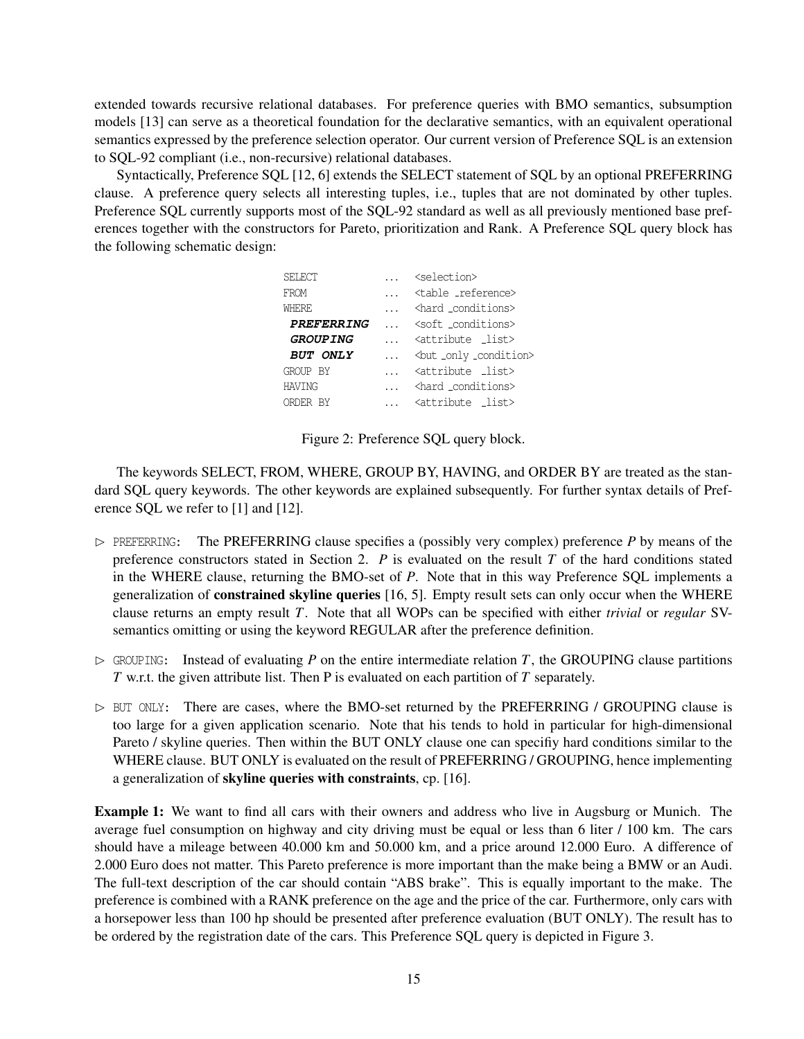extended towards recursive relational databases. For preference queries with BMO semantics, subsumption models [13] can serve as a theoretical foundation for the declarative semantics, with an equivalent operational semantics expressed by the preference selection operator. Our current version of Preference SQL is an extension to SQL-92 compliant (i.e., non-recursive) relational databases.

Syntactically, Preference SQL [12, 6] extends the SELECT statement of SQL by an optional PREFERRING clause. A preference query selects all interesting tuples, i.e., tuples that are not dominated by other tuples. Preference SQL currently supports most of the SQL-92 standard as well as all previously mentioned base preferences together with the constructors for Pareto, prioritization and Rank. A Preference SQL query block has the following schematic design:

```
SELECT        ...  <selection>
FROM          ...  <table _reference>
WHERE         ...  <hard _conditions>
 PREFERRING   ...  <soft _conditions>
 GROUPING     ...  <attribute _list>
 BUT ONLY     ...  <but _only _condition>
GROUP BY      ...  <attribute _list>
HAVING        ...  <hard _conditions>
ORDER BY      ...  <attribute _list>
```

Figure 2: Preference SQL query block.

The keywords SELECT, FROM, WHERE, GROUP BY, HAVING, and ORDER BY are treated as the standard SQL query keywords. The other keywords are explained subsequently. For further syntax details of Preference SQL we refer to [1] and [12].

- ▷ PREFERRING: The PREFERRING clause specifies a (possibly very complex) preference *P* by means of the preference constructors stated in Section 2. *P* is evaluated on the result *T* of the hard conditions stated in the WHERE clause, returning the BMO-set of *P*. Note that in this way Preference SQL implements a generalization of **constrained skyline queries** [16, 5]. Empty result sets can only occur when the WHERE clause returns an empty result *T*. Note that all WOPs can be specified with either *trivial* or *regular* SV-semantics omitting or using the keyword REGULAR after the preference definition.

- ▷ GROUPING: Instead of evaluating *P* on the entire intermediate relation *T*, the GROUPING clause partitions *T* w.r.t. the given attribute list. Then P is evaluated on each partition of *T* separately.

- ▷ BUT ONLY: There are cases, where the BMO-set returned by the PREFERRING / GROUPING clause is too large for a given application scenario. Note that his tends to hold in particular for high-dimensional Pareto / skyline queries. Then within the BUT ONLY clause one can specifiy hard conditions similar to the WHERE clause. BUT ONLY is evaluated on the result of PREFERRING / GROUPING, hence implementing a generalization of **skyline queries with constraints**, cp. [16].

**Example 1:** We want to find all cars with their owners and address who live in Augsburg or Munich. The average fuel consumption on highway and city driving must be equal or less than 6 liter / 100 km. The cars should have a mileage between 40.000 km and 50.000 km, and a price around 12.000 Euro. A difference of 2.000 Euro does not matter. This Pareto preference is more important than the make being a BMW or an Audi. The full-text description of the car should contain "ABS brake". This is equally important to the make. The preference is combined with a RANK preference on the age and the price of the car. Furthermore, only cars with a horsepower less than 100 hp should be presented after preference evaluation (BUT ONLY). The result has to be ordered by the registration date of the cars. This Preference SQL query is depicted in Figure 3.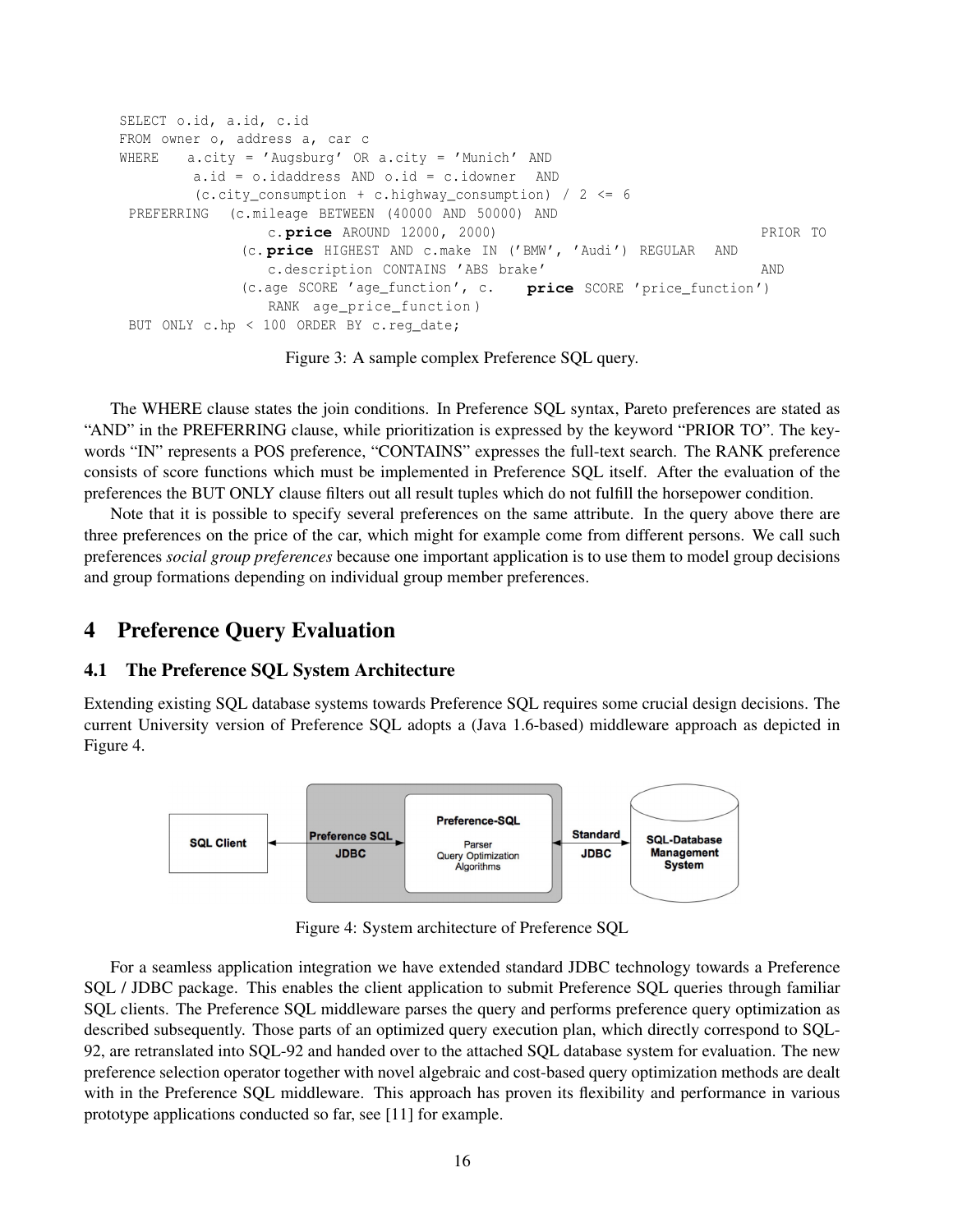```
SELECT o.id, a.id, c.id
FROM owner o, address a, car c
WHERE    a.city = 'Augsburg' OR a.city = 'Munich' AND
         a.id = o.idaddress AND o.id = c.idowner  AND
         (c.city_consumption + c.highway_consumption) / 2 <= 6
 PREFERRING  (c.mileage BETWEEN (40000 AND 50000) AND
                 c.price AROUND 12000, 2000)                              PRIOR TO
              (c.price HIGHEST AND c.make IN ('BMW', 'Audi') REGULAR  AND
                 c.description CONTAINS 'ABS brake'                       AND
              (c.age SCORE 'age_function', c.   price SCORE 'price_function')
                 RANK age_price_function )
 BUT ONLY c.hp < 100 ORDER BY c.reg_date;
```

Figure 3: A sample complex Preference SQL query.

The WHERE clause states the join conditions. In Preference SQL syntax, Pareto preferences are stated as "AND" in the PREFERRING clause, while prioritization is expressed by the keyword "PRIOR TO". The keywords "IN" represents a POS preference, "CONTAINS" expresses the full-text search. The RANK preference consists of score functions which must be implemented in Preference SQL itself. After the evaluation of the preferences the BUT ONLY clause filters out all result tuples which do not fulfill the horsepower condition.

Note that it is possible to specify several preferences on the same attribute. In the query above there are three preferences on the price of the car, which might for example come from different persons. We call such preferences *social group preferences* because one important application is to use them to model group decisions and group formations depending on individual group member preferences.

# 4 Preference Query Evaluation

## 4.1 The Preference SQL System Architecture

Extending existing SQL database systems towards Preference SQL requires some crucial design decisions. The current University version of Preference SQL adopts a (Java 1.6-based) middleware approach as depicted in Figure 4.

SQL Client

Preference SQL
JDBC

Preference-SQL
Parser
Query Optimization
Algorithms

Standard
JDBC

SQL-Database
Management
System

Figure 4: System architecture of Preference SQL

For a seamless application integration we have extended standard JDBC technology towards a Preference SQL / JDBC package. This enables the client application to submit Preference SQL queries through familiar SQL clients. The Preference SQL middleware parses the query and performs preference query optimization as described subsequently. Those parts of an optimized query execution plan, which directly correspond to SQL-92, are retranslated into SQL-92 and handed over to the attached SQL database system for evaluation. The new preference selection operator together with novel algebraic and cost-based query optimization methods are dealt with in the Preference SQL middleware. This approach has proven its flexibility and performance in various prototype applications conducted so far, see [11] for example.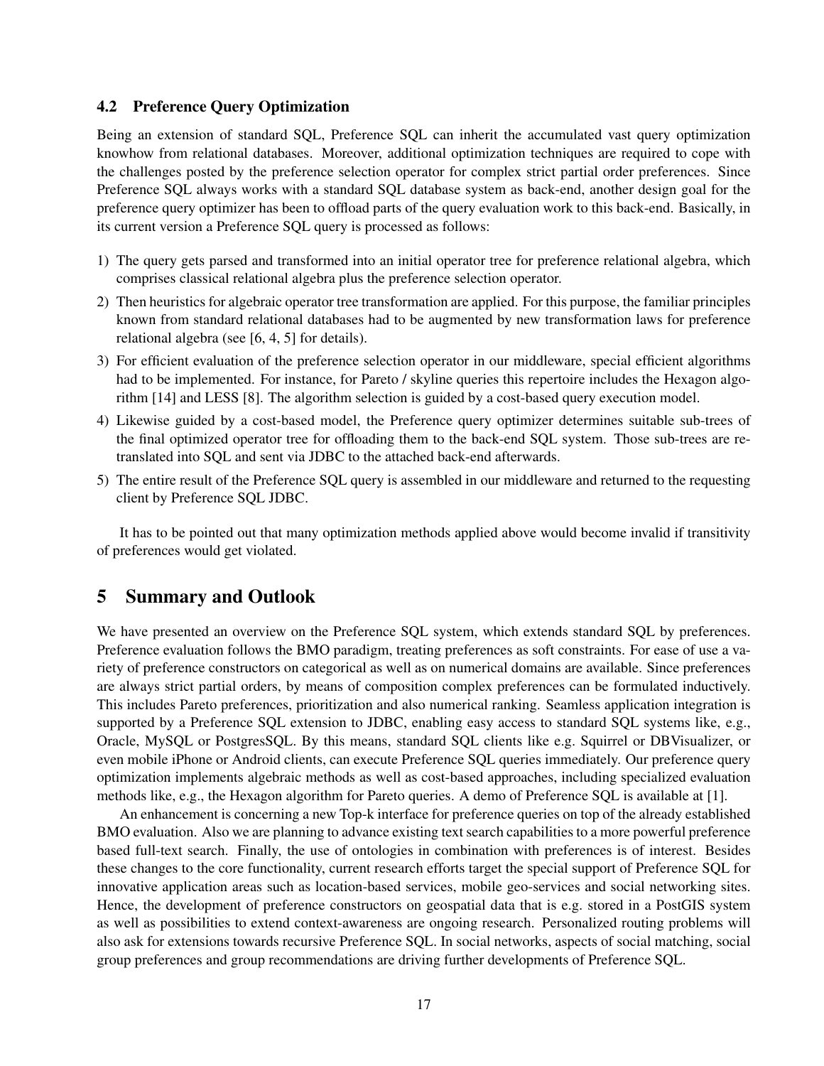### 4.2 Preference Query Optimization

Being an extension of standard SQL, Preference SQL can inherit the accumulated vast query optimization knowhow from relational databases. Moreover, additional optimization techniques are required to cope with the challenges posted by the preference selection operator for complex strict partial order preferences. Since Preference SQL always works with a standard SQL database system as back-end, another design goal for the preference query optimizer has been to offload parts of the query evaluation work to this back-end. Basically, in its current version a Preference SQL query is processed as follows:

1) The query gets parsed and transformed into an initial operator tree for preference relational algebra, which comprises classical relational algebra plus the preference selection operator.
2) Then heuristics for algebraic operator tree transformation are applied. For this purpose, the familiar principles known from standard relational databases had to be augmented by new transformation laws for preference relational algebra (see [6, 4, 5] for details).
3) For efficient evaluation of the preference selection operator in our middleware, special efficient algorithms had to be implemented. For instance, for Pareto / skyline queries this repertoire includes the Hexagon algorithm [14] and LESS [8]. The algorithm selection is guided by a cost-based query execution model.
4) Likewise guided by a cost-based model, the Preference query optimizer determines suitable sub-trees of the final optimized operator tree for offloading them to the back-end SQL system. Those sub-trees are re-translated into SQL and sent via JDBC to the attached back-end afterwards.
5) The entire result of the Preference SQL query is assembled in our middleware and returned to the requesting client by Preference SQL JDBC.

It has to be pointed out that many optimization methods applied above would become invalid if transitivity of preferences would get violated.

## 5 Summary and Outlook

We have presented an overview on the Preference SQL system, which extends standard SQL by preferences. Preference evaluation follows the BMO paradigm, treating preferences as soft constraints. For ease of use a variety of preference constructors on categorical as well as on numerical domains are available. Since preferences are always strict partial orders, by means of composition complex preferences can be formulated inductively. This includes Pareto preferences, prioritization and also numerical ranking. Seamless application integration is supported by a Preference SQL extension to JDBC, enabling easy access to standard SQL systems like, e.g., Oracle, MySQL or PostgresSQL. By this means, standard SQL clients like e.g. Squirrel or DBVisualizer, or even mobile iPhone or Android clients, can execute Preference SQL queries immediately. Our preference query optimization implements algebraic methods as well as cost-based approaches, including specialized evaluation methods like, e.g., the Hexagon algorithm for Pareto queries. A demo of Preference SQL is available at [1].

An enhancement is concerning a new Top-k interface for preference queries on top of the already established BMO evaluation. Also we are planning to advance existing text search capabilities to a more powerful preference based full-text search. Finally, the use of ontologies in combination with preferences is of interest. Besides these changes to the core functionality, current research efforts target the special support of Preference SQL for innovative application areas such as location-based services, mobile geo-services and social networking sites. Hence, the development of preference constructors on geospatial data that is e.g. stored in a PostGIS system as well as possibilities to extend context-awareness are ongoing research. Personalized routing problems will also ask for extensions towards recursive Preference SQL. In social networks, aspects of social matching, social group preferences and group recommendations are driving further developments of Preference SQL.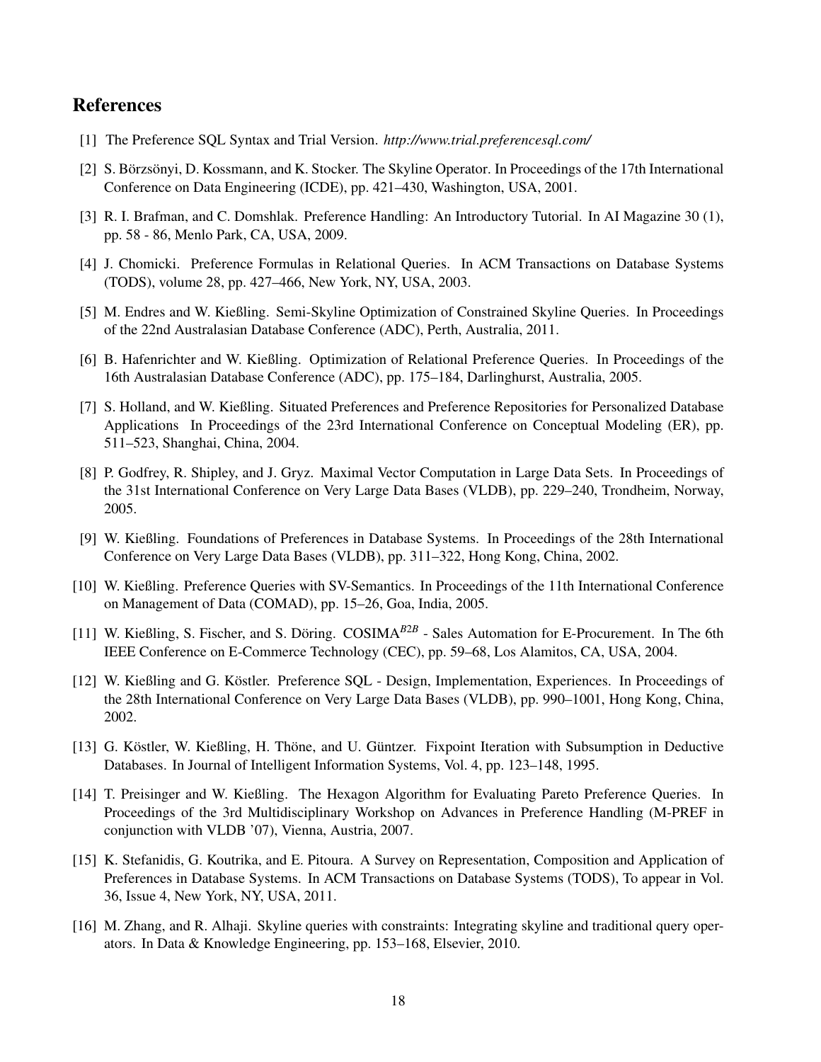## References

[1] The Preference SQL Syntax and Trial Version. *http://www.trial.preferencesql.com/*

[2] S. Börzsönyi, D. Kossmann, and K. Stocker. The Skyline Operator. In Proceedings of the 17th International Conference on Data Engineering (ICDE), pp. 421–430, Washington, USA, 2001.

[3] R. I. Brafman, and C. Domshlak. Preference Handling: An Introductory Tutorial. In AI Magazine 30 (1), pp. 58 - 86, Menlo Park, CA, USA, 2009.

[4] J. Chomicki. Preference Formulas in Relational Queries. In ACM Transactions on Database Systems (TODS), volume 28, pp. 427–466, New York, NY, USA, 2003.

[5] M. Endres and W. Kießling. Semi-Skyline Optimization of Constrained Skyline Queries. In Proceedings of the 22nd Australasian Database Conference (ADC), Perth, Australia, 2011.

[6] B. Hafenrichter and W. Kießling. Optimization of Relational Preference Queries. In Proceedings of the 16th Australasian Database Conference (ADC), pp. 175–184, Darlinghurst, Australia, 2005.

[7] S. Holland, and W. Kießling. Situated Preferences and Preference Repositories for Personalized Database Applications In Proceedings of the 23rd International Conference on Conceptual Modeling (ER), pp. 511–523, Shanghai, China, 2004.

[8] P. Godfrey, R. Shipley, and J. Gryz. Maximal Vector Computation in Large Data Sets. In Proceedings of the 31st International Conference on Very Large Data Bases (VLDB), pp. 229–240, Trondheim, Norway, 2005.

[9] W. Kießling. Foundations of Preferences in Database Systems. In Proceedings of the 28th International Conference on Very Large Data Bases (VLDB), pp. 311–322, Hong Kong, China, 2002.

[10] W. Kießling. Preference Queries with SV-Semantics. In Proceedings of the 11th International Conference on Management of Data (COMAD), pp. 15–26, Goa, India, 2005.

[11] W. Kießling, S. Fischer, and S. Döring. COSIMA$^{B2B}$ - Sales Automation for E-Procurement. In The 6th IEEE Conference on E-Commerce Technology (CEC), pp. 59–68, Los Alamitos, CA, USA, 2004.

[12] W. Kießling and G. Köstler. Preference SQL - Design, Implementation, Experiences. In Proceedings of the 28th International Conference on Very Large Data Bases (VLDB), pp. 990–1001, Hong Kong, China, 2002.

[13] G. Köstler, W. Kießling, H. Thöne, and U. Güntzer. Fixpoint Iteration with Subsumption in Deductive Databases. In Journal of Intelligent Information Systems, Vol. 4, pp. 123–148, 1995.

[14] T. Preisinger and W. Kießling. The Hexagon Algorithm for Evaluating Pareto Preference Queries. In Proceedings of the 3rd Multidisciplinary Workshop on Advances in Preference Handling (M-PREF in conjunction with VLDB '07), Vienna, Austria, 2007.

[15] K. Stefanidis, G. Koutrika, and E. Pitoura. A Survey on Representation, Composition and Application of Preferences in Database Systems. In ACM Transactions on Database Systems (TODS), To appear in Vol. 36, Issue 4, New York, NY, USA, 2011.

[16] M. Zhang, and R. Alhaji. Skyline queries with constraints: Integrating skyline and traditional query operators. In Data & Knowledge Engineering, pp. 153–168, Elsevier, 2010.